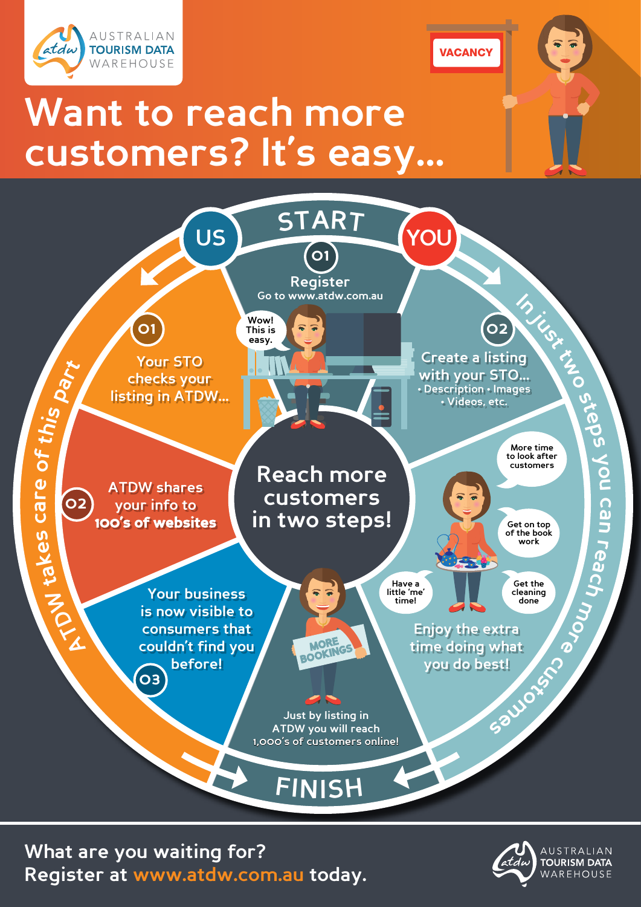AUSTRALIAN TOURISM DATA WAREHOUSE

# Want to reach more customers? It's easy...

VACANCY

## Reach more customers in two steps!

**START**

**US** — ATDW takes care of this part

**YOU** — In just two steps you can reach more customers

### YOU

**01** Register
Go to www.atdw.com.au

Wow! This is easy.

**02** Create a listing with your STO...
- Description
- Images
- Videos, etc.

More time to look after customers

Get on top of the book work

Have a little 'me' time!

Get the cleaning done

Enjoy the extra time doing what you do best!

### US

**01** Your STO checks your listing in ATDW...

**02** ATDW shares your info to 100's of websites

**03** Your business is now visible to consumers that couldn't find you before!

MORE BOOKINGS

Just by listing in ATDW you will reach 1,000's of customers online!

**FINISH**

**What are you waiting for?**
**Register at www.atdw.com.au today.**

AUSTRALIAN TOURISM DATA WAREHOUSE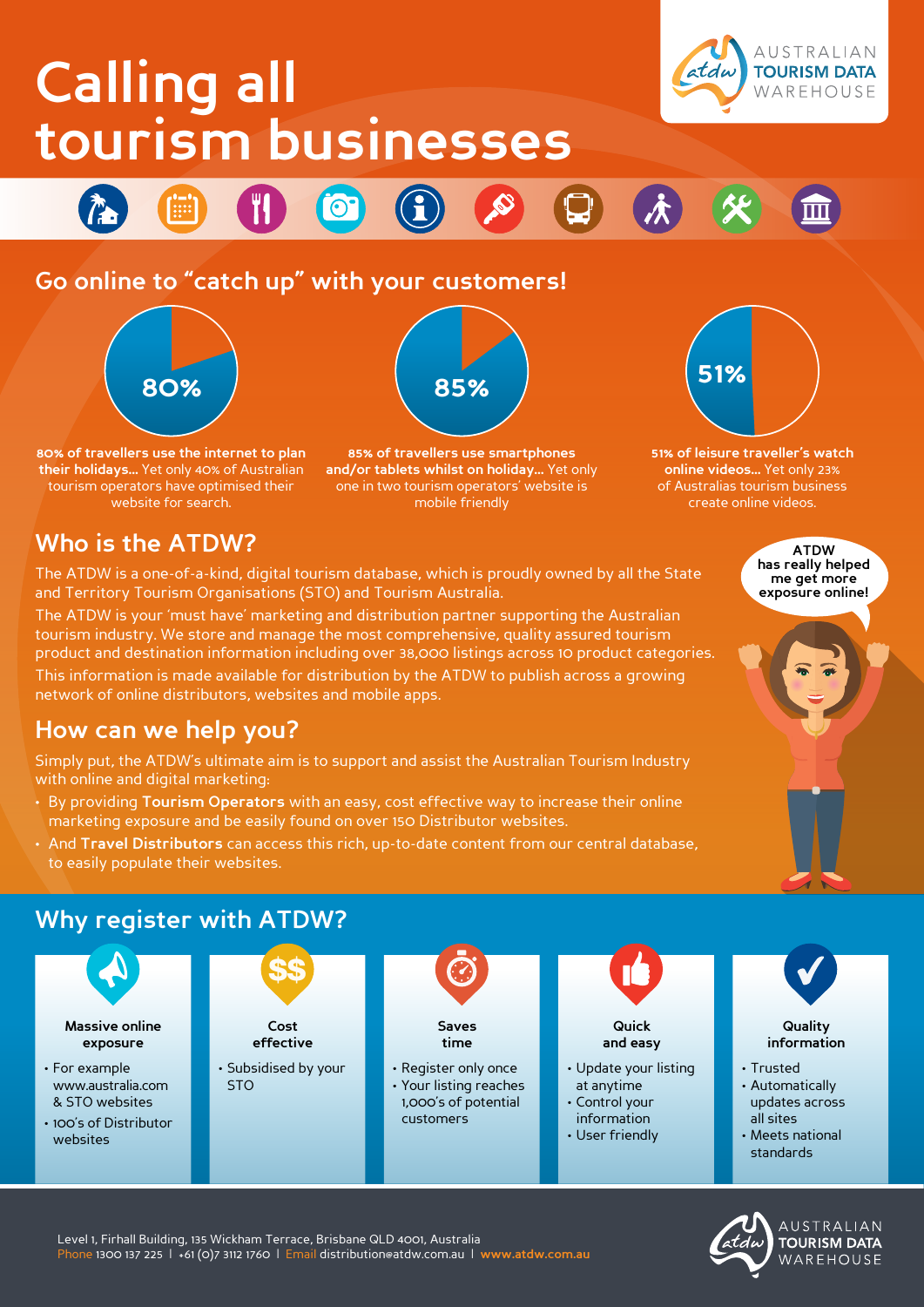# Calling all tourism businesses

AUSTRALIAN TOURISM DATA WAREHOUSE

## Go online to "catch up" with your customers!

80%

**80% of travellers use the internet to plan their holidays...** Yet only 40% of Australian tourism operators have optimised their website for search.

85%

**85% of travellers use smartphones and/or tablets whilst on holiday...** Yet only one in two tourism operators' website is mobile friendly

51%

**51% of leisure traveller's watch online videos...** Yet only 23% of Australias tourism business create online videos.

## Who is the ATDW?

The ATDW is a one-of-a-kind, digital tourism database, which is proudly owned by all the State and Territory Tourism Organisations (STO) and Tourism Australia.

The ATDW is your 'must have' marketing and distribution partner supporting the Australian tourism industry. We store and manage the most comprehensive, quality assured tourism product and destination information including over 38,000 listings across 10 product categories.

This information is made available for distribution by the ATDW to publish across a growing network of online distributors, websites and mobile apps.

ATDW has really helped me get more exposure online!

## How can we help you?

Simply put, the ATDW's ultimate aim is to support and assist the Australian Tourism Industry with online and digital marketing:

- By providing **Tourism Operators** with an easy, cost effective way to increase their online marketing exposure and be easily found on over 150 Distributor websites.
- And **Travel Distributors** can access this rich, up-to-date content from our central database, to easily populate their websites.

## Why register with ATDW?

**Massive online exposure**

- For example www.australia.com & STO websites
- 100's of Distributor websites

**Cost effective**

- Subsidised by your STO

**Saves time**

- Register only once
- Your listing reaches 1,000's of potential customers

**Quick and easy**

- Update your listing at anytime
- Control your information
- User friendly

**Quality information**

- Trusted
- Automatically updates across all sites
- Meets national standards

Level 1, Firhall Building, 135 Wickham Terrace, Brisbane QLD 4001, Australia
Phone 1300 137 225 | +61 (0)7 3112 1760 | Email distribution@atdw.com.au | www.atdw.com.au

AUSTRALIAN TOURISM DATA WAREHOUSE